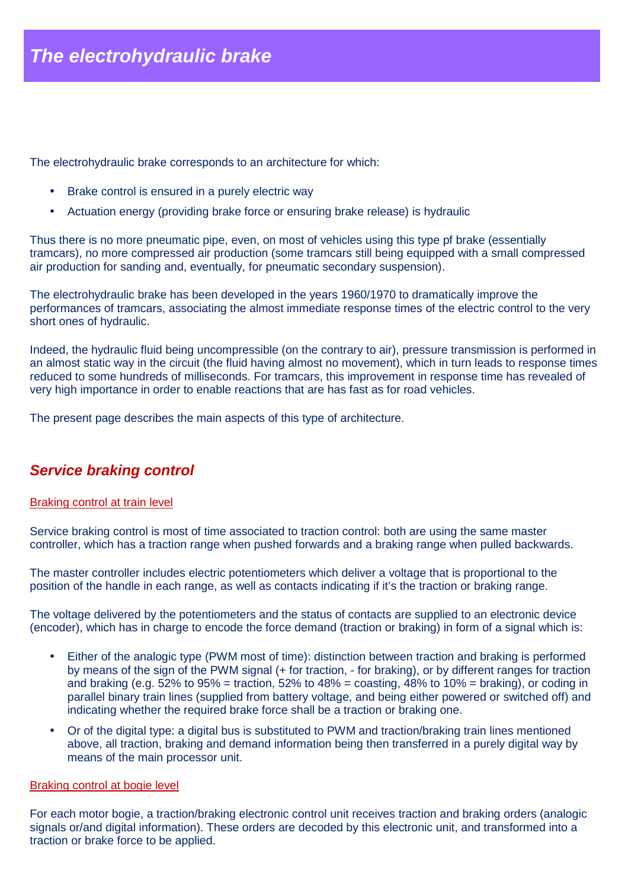# The electrohydraulic brake

The electrohydraulic brake corresponds to an architecture for which:

- Brake control is ensured in a purely electric way
- Actuation energy (providing brake force or ensuring brake release) is hydraulic

Thus there is no more pneumatic pipe, even, on most of vehicles using this type pf brake (essentially tramcars), no more compressed air production (some tramcars still being equipped with a small compressed air production for sanding and, eventually, for pneumatic secondary suspension).

The electrohydraulic brake has been developed in the years 1960/1970 to dramatically improve the performances of tramcars, associating the almost immediate response times of the electric control to the very short ones of hydraulic.

Indeed, the hydraulic fluid being uncompressible (on the contrary to air), pressure transmission is performed in an almost static way in the circuit (the fluid having almost no movement), which in turn leads to response times reduced to some hundreds of milliseconds. For tramcars, this improvement in response time has revealed of very high importance in order to enable reactions that are has fast as for road vehicles.

The present page describes the main aspects of this type of architecture.

## Service braking control

### Braking control at train level

Service braking control is most of time associated to traction control: both are using the same master controller, which has a traction range when pushed forwards and a braking range when pulled backwards.

The master controller includes electric potentiometers which deliver a voltage that is proportional to the position of the handle in each range, as well as contacts indicating if it's the traction or braking range.

The voltage delivered by the potentiometers and the status of contacts are supplied to an electronic device (encoder), which has in charge to encode the force demand (traction or braking) in form of a signal which is:

- Either of the analogic type (PWM most of time): distinction between traction and braking is performed by means of the sign of the PWM signal (+ for traction, - for braking), or by different ranges for traction and braking (e.g. 52% to 95% = traction, 52% to 48% = coasting, 48% to 10% = braking), or coding in parallel binary train lines (supplied from battery voltage, and being either powered or switched off) and indicating whether the required brake force shall be a traction or braking one.
- Or of the digital type: a digital bus is substituted to PWM and traction/braking train lines mentioned above, all traction, braking and demand information being then transferred in a purely digital way by means of the main processor unit.

### Braking control at bogie level

For each motor bogie, a traction/braking electronic control unit receives traction and braking orders (analogic signals or/and digital information). These orders are decoded by this electronic unit, and transformed into a traction or brake force to be applied.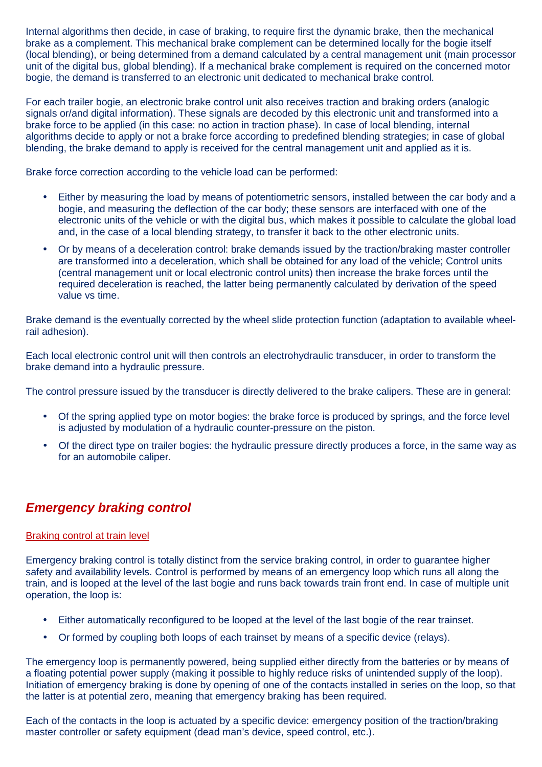Internal algorithms then decide, in case of braking, to require first the dynamic brake, then the mechanical brake as a complement. This mechanical brake complement can be determined locally for the bogie itself (local blending), or being determined from a demand calculated by a central management unit (main processor unit of the digital bus, global blending). If a mechanical brake complement is required on the concerned motor bogie, the demand is transferred to an electronic unit dedicated to mechanical brake control.

For each trailer bogie, an electronic brake control unit also receives traction and braking orders (analogic signals or/and digital information). These signals are decoded by this electronic unit and transformed into a brake force to be applied (in this case: no action in traction phase). In case of local blending, internal algorithms decide to apply or not a brake force according to predefined blending strategies; in case of global blending, the brake demand to apply is received for the central management unit and applied as it is.

Brake force correction according to the vehicle load can be performed:

- Either by measuring the load by means of potentiometric sensors, installed between the car body and a bogie, and measuring the deflection of the car body; these sensors are interfaced with one of the electronic units of the vehicle or with the digital bus, which makes it possible to calculate the global load and, in the case of a local blending strategy, to transfer it back to the other electronic units.
- Or by means of a deceleration control: brake demands issued by the traction/braking master controller are transformed into a deceleration, which shall be obtained for any load of the vehicle; Control units (central management unit or local electronic control units) then increase the brake forces until the required deceleration is reached, the latter being permanently calculated by derivation of the speed value vs time.

Brake demand is the eventually corrected by the wheel slide protection function (adaptation to available wheel-rail adhesion).

Each local electronic control unit will then controls an electrohydraulic transducer, in order to transform the brake demand into a hydraulic pressure.

The control pressure issued by the transducer is directly delivered to the brake calipers. These are in general:

- Of the spring applied type on motor bogies: the brake force is produced by springs, and the force level is adjusted by modulation of a hydraulic counter-pressure on the piston.
- Of the direct type on trailer bogies: the hydraulic pressure directly produces a force, in the same way as for an automobile caliper.

## *Emergency braking control*

### Braking control at train level

Emergency braking control is totally distinct from the service braking control, in order to guarantee higher safety and availability levels. Control is performed by means of an emergency loop which runs all along the train, and is looped at the level of the last bogie and runs back towards train front end. In case of multiple unit operation, the loop is:

- Either automatically reconfigured to be looped at the level of the last bogie of the rear trainset.
- Or formed by coupling both loops of each trainset by means of a specific device (relays).

The emergency loop is permanently powered, being supplied either directly from the batteries or by means of a floating potential power supply (making it possible to highly reduce risks of unintended supply of the loop). Initiation of emergency braking is done by opening of one of the contacts installed in series on the loop, so that the latter is at potential zero, meaning that emergency braking has been required.

Each of the contacts in the loop is actuated by a specific device: emergency position of the traction/braking master controller or safety equipment (dead man's device, speed control, etc.).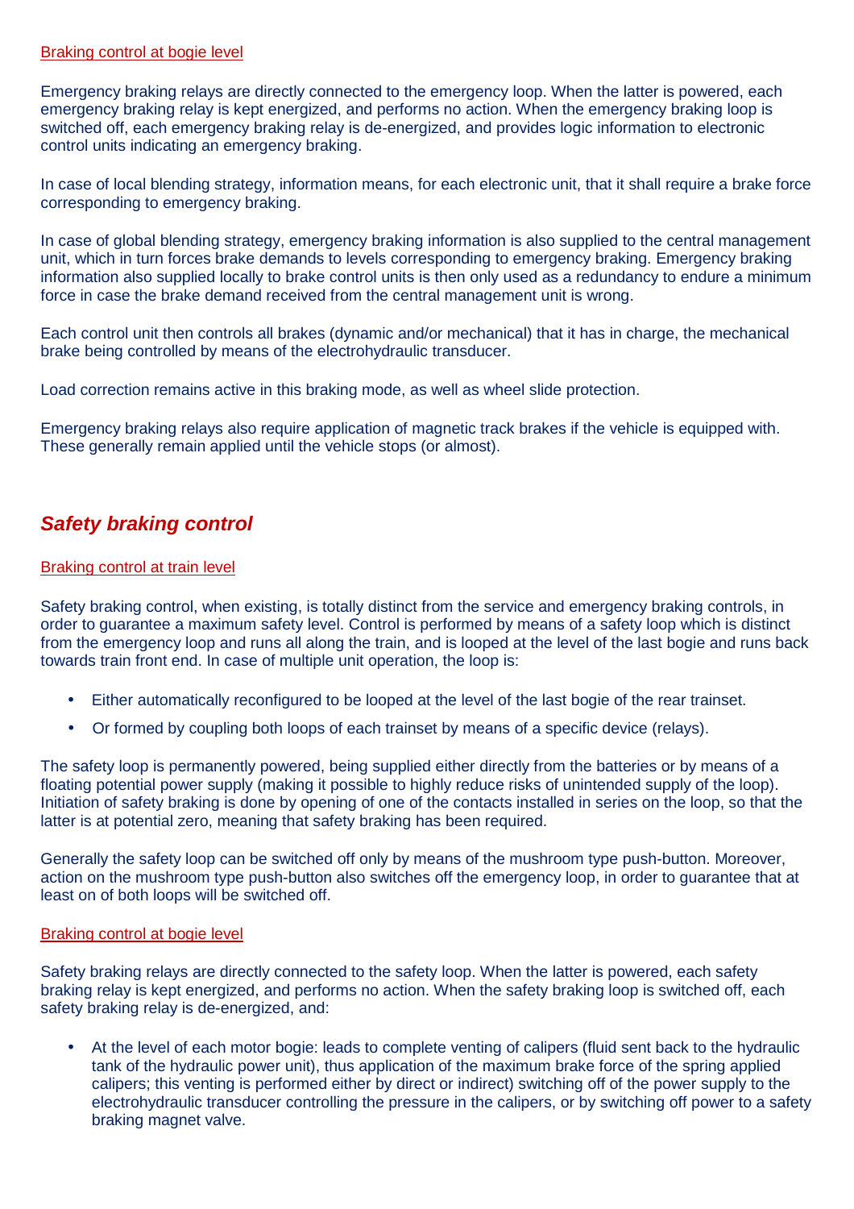<u>Braking control at bogie level</u>

Emergency braking relays are directly connected to the emergency loop. When the latter is powered, each emergency braking relay is kept energized, and performs no action. When the emergency braking loop is switched off, each emergency braking relay is de-energized, and provides logic information to electronic control units indicating an emergency braking.

In case of local blending strategy, information means, for each electronic unit, that it shall require a brake force corresponding to emergency braking.

In case of global blending strategy, emergency braking information is also supplied to the central management unit, which in turn forces brake demands to levels corresponding to emergency braking. Emergency braking information also supplied locally to brake control units is then only used as a redundancy to endure a minimum force in case the brake demand received from the central management unit is wrong.

Each control unit then controls all brakes (dynamic and/or mechanical) that it has in charge, the mechanical brake being controlled by means of the electrohydraulic transducer.

Load correction remains active in this braking mode, as well as wheel slide protection.

Emergency braking relays also require application of magnetic track brakes if the vehicle is equipped with. These generally remain applied until the vehicle stops (or almost).

## *Safety braking control*

<u>Braking control at train level</u>

Safety braking control, when existing, is totally distinct from the service and emergency braking controls, in order to guarantee a maximum safety level. Control is performed by means of a safety loop which is distinct from the emergency loop and runs all along the train, and is looped at the level of the last bogie and runs back towards train front end. In case of multiple unit operation, the loop is:

- Either automatically reconfigured to be looped at the level of the last bogie of the rear trainset.
- Or formed by coupling both loops of each trainset by means of a specific device (relays).

The safety loop is permanently powered, being supplied either directly from the batteries or by means of a floating potential power supply (making it possible to highly reduce risks of unintended supply of the loop). Initiation of safety braking is done by opening of one of the contacts installed in series on the loop, so that the latter is at potential zero, meaning that safety braking has been required.

Generally the safety loop can be switched off only by means of the mushroom type push-button. Moreover, action on the mushroom type push-button also switches off the emergency loop, in order to guarantee that at least on of both loops will be switched off.

<u>Braking control at bogie level</u>

Safety braking relays are directly connected to the safety loop. When the latter is powered, each safety braking relay is kept energized, and performs no action. When the safety braking loop is switched off, each safety braking relay is de-energized, and:

- At the level of each motor bogie: leads to complete venting of calipers (fluid sent back to the hydraulic tank of the hydraulic power unit), thus application of the maximum brake force of the spring applied calipers; this venting is performed either by direct or indirect) switching off of the power supply to the electrohydraulic transducer controlling the pressure in the calipers, or by switching off power to a safety braking magnet valve.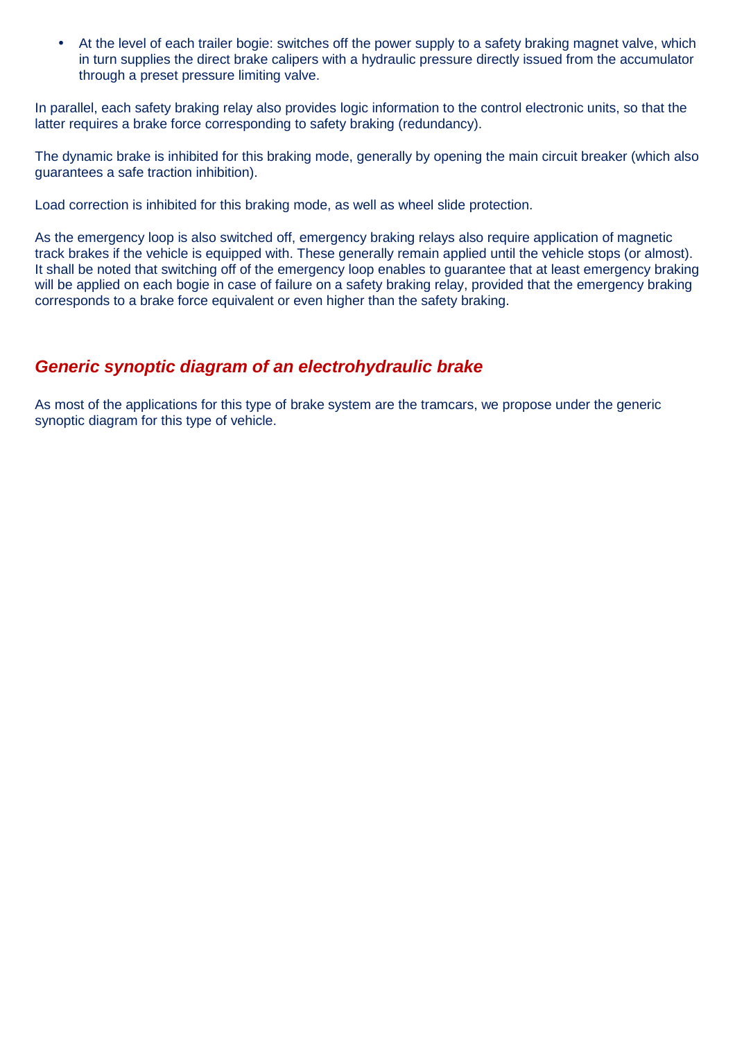- At the level of each trailer bogie: switches off the power supply to a safety braking magnet valve, which in turn supplies the direct brake calipers with a hydraulic pressure directly issued from the accumulator through a preset pressure limiting valve.

In parallel, each safety braking relay also provides logic information to the control electronic units, so that the latter requires a brake force corresponding to safety braking (redundancy).

The dynamic brake is inhibited for this braking mode, generally by opening the main circuit breaker (which also guarantees a safe traction inhibition).

Load correction is inhibited for this braking mode, as well as wheel slide protection.

As the emergency loop is also switched off, emergency braking relays also require application of magnetic track brakes if the vehicle is equipped with. These generally remain applied until the vehicle stops (or almost). It shall be noted that switching off of the emergency loop enables to guarantee that at least emergency braking will be applied on each bogie in case of failure on a safety braking relay, provided that the emergency braking corresponds to a brake force equivalent or even higher than the safety braking.

## *Generic synoptic diagram of an electrohydraulic brake*

As most of the applications for this type of brake system are the tramcars, we propose under the generic synoptic diagram for this type of vehicle.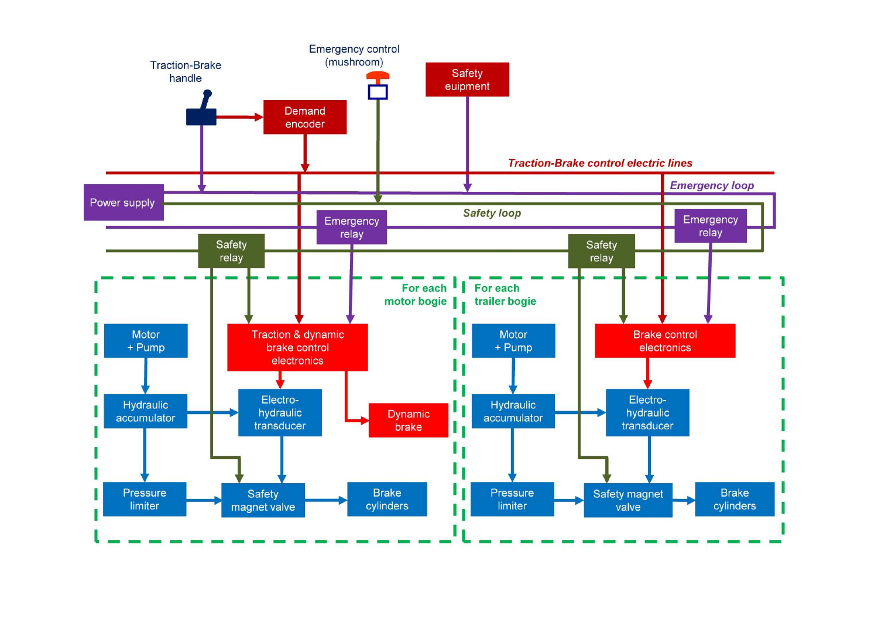Traction-Brake handle

Emergency control (mushroom)

Safety euipment

Demand encoder

*Traction-Brake control electric lines*

Power supply

*Emergency loop*

*Safety loop*

Emergency relay

Emergency relay

Safety relay

Safety relay

For each motor bogie

For each trailer bogie

Motor + Pump

Traction & dynamic brake control electronics

Hydraulic accumulator

Electro-hydraulic transducer

Dynamic brake

Pressure limiter

Safety magnet valve

Brake cylinders

Motor + Pump

Brake control electronics

Hydraulic accumulator

Electro-hydraulic transducer

Pressure limiter

Safety magnet valve

Brake cylinders